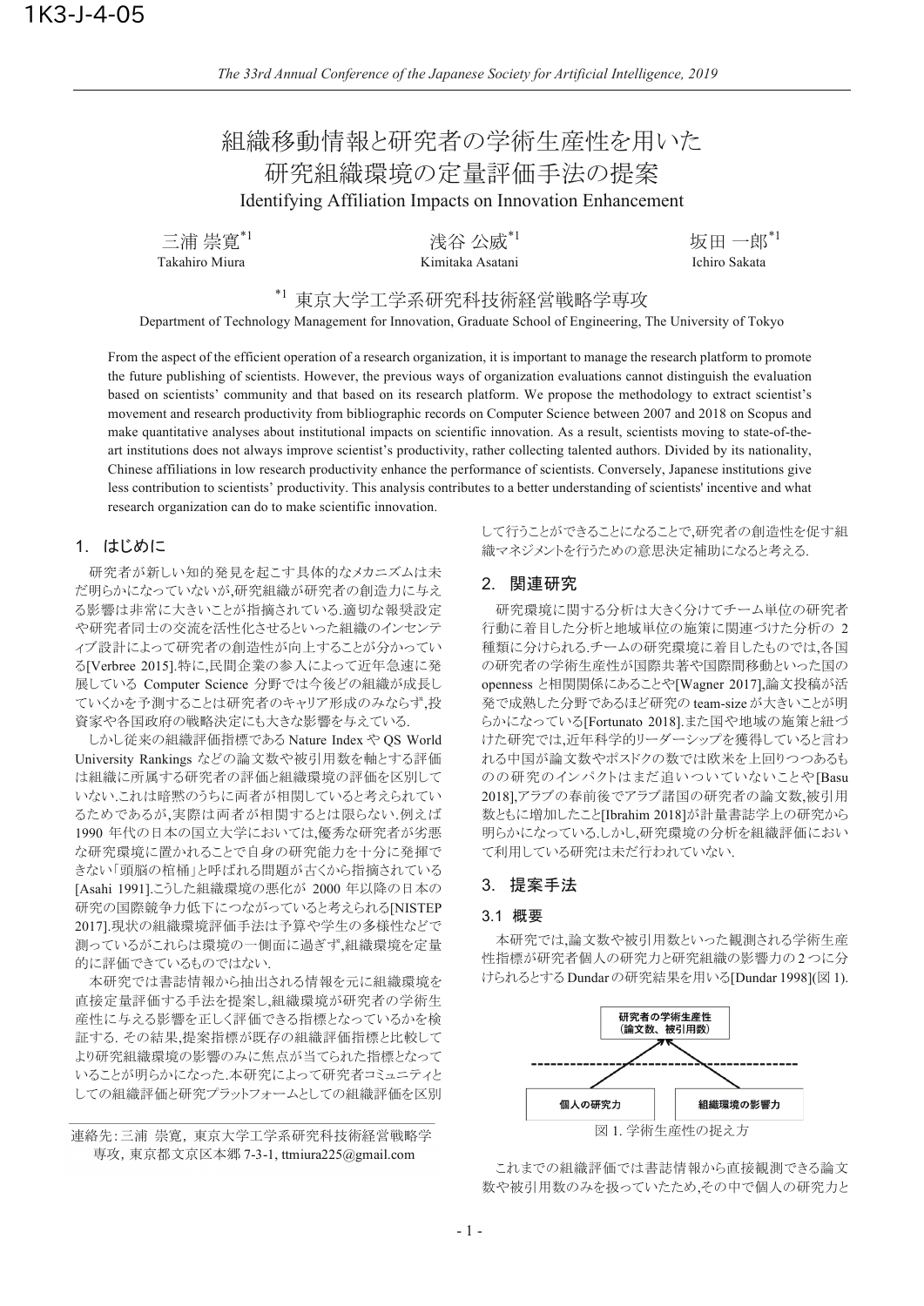1K3-J-4-05

# 組織移動情報と研究者の学術生産性を用いた研究組織環境の定量評価手法の提案

## Identifying Affiliation Impacts on Innovation Enhancement

三浦 崇寛[*1] Takahiro Miura　浅谷 公威[*1] Kimitaka Asatani　坂田 一郎[*1] Ichiro Sakata

[*1] 東京大学工学系研究科技術経営戦略学専攻
Department of Technology Management for Innovation, Graduate School of Engineering, The University of Tokyo

From the aspect of the efficient operation of a research organization, it is important to manage the research platform to promote the future publishing of scientists. However, the previous ways of organization evaluations cannot distinguish the evaluation based on scientists' community and that based on its research platform. We propose the methodology to extract scientist's movement and research productivity from bibliographic records on Computer Science between 2007 and 2018 on Scopus and make quantitative analyses about institutional impacts on scientific innovation. As a result, scientists moving to state-of-the-art institutions does not always improve scientist's productivity, rather collecting talented authors. Divided by its nationality, Chinese affiliations in low research productivity enhance the performance of scientists. Conversely, Japanese institutions give less contribution to scientists' productivity. This analysis contributes to a better understanding of scientists' incentive and what research organization can do to make scientific innovation.

## 1. はじめに

研究者が新しい知的発見を起こす具体的なメカニズムは未だ明らかになっていないが,研究組織が研究者の創造力に与える影響は非常に大きいことが指摘されている.適切な報奨設定や研究者同士の交流を活性化させるといった組織のインセンティブ設計によって研究者の創造性が向上することが分かっている[Verbree 2015].特に,民間企業の参入によって近年急速に発展している Computer Science 分野では今後どの組織が成長していくかを予測することは研究者のキャリア形成のみならず,投資家や各国政府の戦略決定にも大きな影響を与えている.

しかし従来の組織評価指標である Nature Index や QS World University Rankings などの論文数や被引用数を軸とする評価は組織に所属する研究者の評価と組織環境の評価を区別していない.これは暗黙のうちに両者が相関していると考えられているためであるが,実際は両者が相関するとは限らない.例えば 1990 年代の日本の国立大学においては,優秀な研究者が劣悪な研究環境に置かれることで自身の研究能力を十分に発揮できない「頭脳の棺桶」と呼ばれる問題が古くから指摘されている[Asahi 1991].こうした組織環境の悪化が 2000 年以降の日本の研究の国際競争力低下につながっていると考えられる[NISTEP 2017].現状の組織環境評価手法は予算や学生の多様性などで測っているがこれらは環境の一側面に過ぎず,組織環境を定量的に評価できているものではない.

本研究では書誌情報から抽出される情報を元に組織環境を直接定量評価する手法を提案し,組織環境が研究者の学術生産性に与える影響を正しく評価できる指標となっているかを検証する. その結果,提案指標が既存の組織評価指標と比較してより研究組織環境の影響のみに焦点が当てられた指標となっていることが明らかになった.本研究によって研究者コミュニティとしての組織評価と研究プラットフォームとしての組織評価を区別して行うことができることになることで,研究者の創造性を促す組織マネジメントを行うための意思決定補助になると考える.

## 2. 関連研究

研究環境に関する分析は大きく分けてチーム単位の研究者行動に着目した分析と地域単位の施策に関連づけた分析の 2 種類に分けられる.チームの研究環境に着目したものでは,各国の研究者の学術生産性が国際共著や国際間移動といった国の openness と相関関係にあることや[Wagner 2017],論文投稿が活発で成熟した分野であるほど研究の team-size が大きいことが明らかになっている[Fortunato 2018].また国や地域の施策と紐づけた研究では,近年科学的リーダーシップを獲得していると言われる中国が論文数やポスドクの数では欧米を上回りつつあるものの 研究のインパクトはまだ追いついていないことや[Basu 2018],アラブの春前後でアラブ諸国の研究者の論文数,被引用数ともに増加したこと[Ibrahim 2018]が計量書誌学上の研究から明らかになっている.しかし,研究環境の分析を組織評価において利用している研究は未だ行われていない.

## 3. 提案手法

### 3.1 概要

本研究では,論文数や被引用数といった観測される学術生産性指標が研究者個人の研究力と研究組織の影響力の 2 つに分けられるとする Dundar の研究結果を用いる[Dundar 1998](図 1).

研究者の学術生産性（論文数、被引用数）

個人の研究力　組織環境の影響力

図 1. 学術生産性の捉え方

これまでの組織評価では書誌情報から直接観測できる論文数や被引用数のみを扱っていたため,その中で個人の研究力と

連絡先: 三浦 崇寛，東京大学工学系研究科技術経営戦略学専攻，東京都文京区本郷 7-3-1, ttmiura225@gmail.com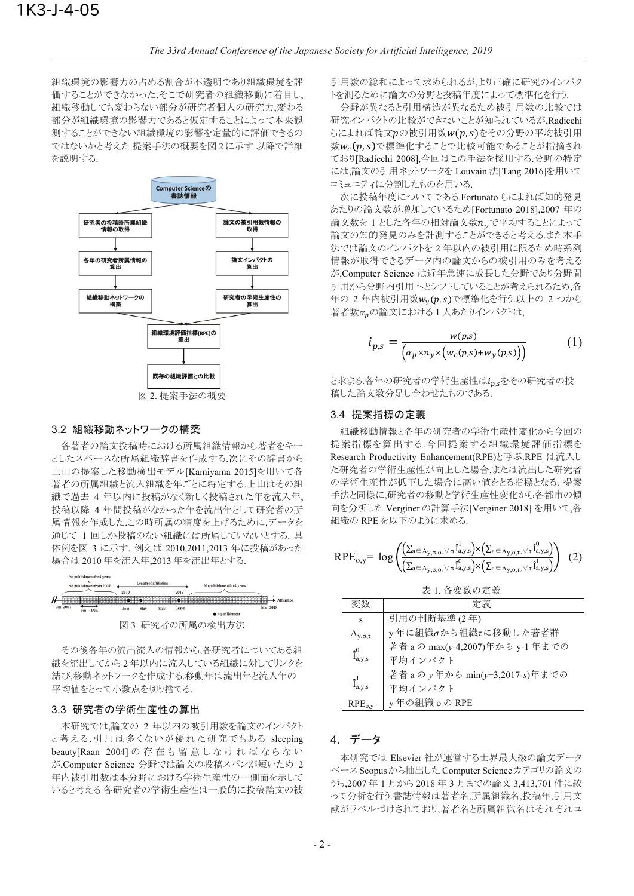組織環境の影響力の占める割合が不透明であり組織環境を評価することができなかった.そこで研究者の組織移動に着目し,組織移動しても変わらない部分が研究者個人の研究力,変わる部分が組織環境の影響力であると仮定することによって本来観測することができない組織環境の影響を定量的に評価できるのではないかと考えた.提案手法の概要を図 2 に示す.以降で詳細を説明する.

図 2. 提案手法の概要

### 3.2 組織移動ネットワークの構築

各著者の論文投稿時における所属組織情報から著者をキーとしたスパースな所属組織辞書を作成する.次にその辞書から上山の提案した移動検出モデル[Kamiyama 2015]を用いて各著者の所属組織と流入組織を年ごとに特定する.上山はその組織で過去 4 年以内に投稿がなく新しく投稿された年を流入年,投稿以降 4 年間投稿がなかった年を流出年として研究者の所属情報を作成した.この時所属の精度を上げるために,データを通じて 1 回しか投稿のない組織には所属していないとする. 具体例を図 3 に示す. 例えば 2010,2011,2013 年に投稿があった場合は 2010 年を流入年,2013 年を流出年とする.

図 3. 研究者の所属の検出方法

その後各年の流出流入の情報から,各研究者についてある組織を流出してから 2 年以内に流入している組織に対してリンクを結び,移動ネットワークを作成する.移動年は流出年と流入年の平均値をとって小数点を切り捨てる.

### 3.3 研究者の学術生産性の算出

本研究では,論文の 2 年以内の被引用数を論文のインパクトと考える.引用は多くないが優れた研究でもある sleeping beauty[Raan 2004]の存在も留意しなければならないが,Computer Science 分野では論文の投稿スパンが短いため 2 年内被引用数は本分野における学術生産性の一側面を示していると考える.各研究者の学術生産性は一般的に投稿論文の被引用数の総和によって求められるが,より正確に研究のインパクトを測るために論文の分野と投稿年度によって標準化を行う.

分野が異なると引用構造が異なるため被引用数の比較では研究インパクトの比較ができないことが知られているが,Radicchi らによれば論文$p$の被引用数$w(p,s)$をその分野の平均被引用数$w_c(p,s)$で標準化することで比較可能であることが指摘されており[Radicchi 2008],今回はこの手法を採用する.分野の特定には,論文の引用ネットワークを Louvain 法[Tang 2016]を用いてコミュニティに分割したものを用いる.

次に投稿年度についてである.Fortunato らによれば知的発見あたりの論文数が増加しているため[Fortunato 2018],2007 年の論文数を 1 とした各年の相対論文数$n_y$で平均することによって論文の知的発見のみを計測することができると考える.また本手法では論文のインパクトを 2 年以内の被引用に限るため時系列情報が取得できるデータ内の論文からの被引用のみを考えるが,Computer Science は近年急速に成長した分野であり分野間引用から分野内引用へとシフトしていることが考えられるため,各年の 2 年内被引用数$w_y(p,s)$で標準化を行う.以上の 2 つから著者数$\alpha_p$の論文における 1 人あたりインパクトは,

$$i_{p,s} = \frac{w(p,s)}{\left(\alpha_p \times n_y \times \left(w_c(p,s) + w_y(p,s)\right)\right)} \tag{1}$$

と求まる.各年の研究者の学術生産性は$i_{p,s}$をその研究者の投稿した論文数分足し合わせたものである.

### 3.4 提案指標の定義

組織移動情報と各年の研究者の学術生産性変化から今回の提案指標を算出する.今回提案する組織環境評価指標を Research Productivity Enhancement(RPE)と呼ぶ.RPE は流入した研究者の学術生産性が向上した場合,または流出した研究者の学術生産性が低下した場合に高い値をとる指標となる. 提案手法と同様に,研究者の移動と学術生産性変化から各都市の傾向を分析した Verginer の計算手法[Verginer 2018] を用いて,各組織の RPE を以下のように求める.

$$\mathrm{RPE}_{o,y} = \log\left(\frac{\left(\sum_{a\in A_{y,\sigma,o},\forall\sigma} \hat{I}^1_{a,y,s}\right)\times\left(\sum_{a\in A_{y,o,\tau},\forall\tau} \hat{I}^0_{a,y,s}\right)}{\left(\sum_{a\in A_{y,\sigma,o},\forall\sigma} \hat{I}^0_{a,y,s}\right)\times\left(\sum_{a\in A_{y,o,\tau},\forall\tau} \hat{I}^1_{a,y,s}\right)}\right) \tag{2}$$

表 1. 各変数の定義

| 変数 | 定義 |
|---|---|
| s | 引用の判断基準 (2 年) |
| $A_{y,\sigma,\tau}$ | y 年に組織$\sigma$から組織$\tau$に移動した著者群 |
| $\hat{I}^0_{a,y,s}$ | 著者 a の max(y-4,2007)年から y-1 年までの平均インパクト |
| $\hat{I}^1_{a,y,s}$ | 著者 a の y 年から min(y+3,2017-s)年までの平均インパクト |
| $\mathrm{RPE}_{o,y}$ | y 年の組織 o の RPE |

## 4. データ

本研究では Elsevier 社が運営する世界最大級の論文データベース Scopus から抽出した Computer Science カテゴリの論文のうち,2007 年 1 月から 2018 年 3 月までの論文 3,413,701 件に絞って分析を行う.書誌情報は著者名,所属組織名,投稿年,引用文献がラベルづけされており,著者名と所属組織名はそれぞれユ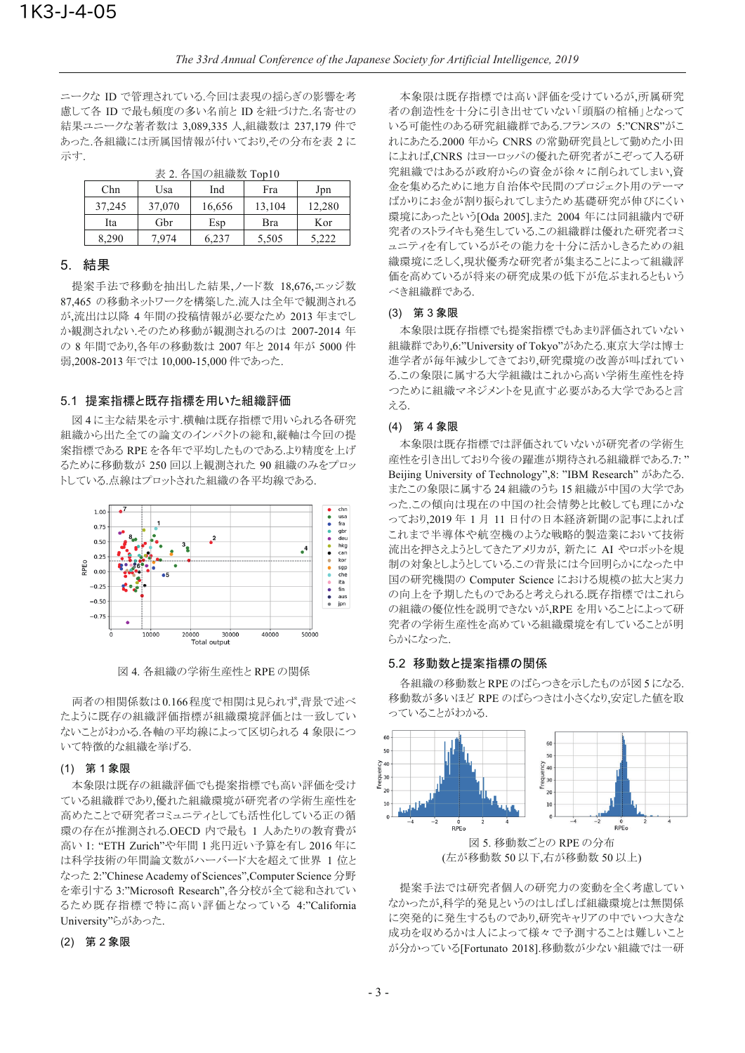ニークな ID で管理されている.今回は表現の揺らぎの影響を考慮して各 ID で最も頻度の多い名前と ID を紐づけた.名寄せの結果ユニークな著者数は 3,089,335 人,組織数は 237,179 件であった.各組織には所属国情報が付いており,その分布を表 2 に示す.

表 2. 各国の組織数 Top10

| Chn | Usa | Ind | Fra | Jpn |
|---|---|---|---|---|
| 37,245 | 37,070 | 16,656 | 13,104 | 12,280 |
| Ita | Gbr | Esp | Bra | Kor |
| 8,290 | 7,974 | 6,237 | 5,505 | 5,222 |

## 5. 結果

提案手法で移動を抽出した結果,ノード数 18,676,エッジ数 87,465 の移動ネットワークを構築した.流入は全年で観測されるが,流出は以降 4 年間の投稿情報が必要なため 2013 年までしか観測されない.そのため移動が観測されるのは 2007-2014 年の 8 年間であり,各年の移動数は 2007 年と 2014 年が 5000 件弱,2008-2013 年では 10,000-15,000 件であった.

### 5.1 提案指標と既存指標を用いた組織評価

図 4 に主な結果を示す.横軸は既存指標で用いられる各研究組織から出た全ての論文のインパクトの総和,縦軸は今回の提案指標である RPE を各年で平均したものである.より精度を上げるために移動数が 250 回以上観測された 90 組織のみをプロットしている.点線はプロットされた組織の各平均線である.

図 4. 各組織の学術生産性と RPE の関係

両者の相関係数は 0.166 程度で相関は見られず,背景で述べたように既存の組織評価指標が組織環境評価とは一致していないことがわかる.各軸の平均線によって区切られる 4 象限について特徴的な組織を挙げる.

#### (1) 第 1 象限

本象限は既存の組織評価でも提案指標でも高い評価を受けている組織群であり,優れた組織環境が研究者の学術生産性を高めたことで研究者コミュニティとしても活性化している正の循環の存在が推測される.OECD 内でも最も 1 人あたりの教育費が高い 1: "ETH Zurich"や年間 1 兆円近い予算を有し 2016 年には科学技術の年間論文数がハーバード大を超えて世界 1 位となった 2:"Chinese Academy of Sciences",Computer Science 分野を牽引する 3:"Microsoft Research",各分校が全て総和されているため既存指標で特に高い評価となっている 4:"California University"らがあった.

#### (2) 第 2 象限

本象限は既存指標では高い評価を受けているが,所属研究者の創造性を十分に引き出せていない「頭脳の棺桶」となっている可能性のある研究組織群である.フランスの 5:"CNRS"がこれにあたる.2000 年から CNRS の常勤研究員として勤めた小田によれば,CNRS はヨーロッパの優れた研究者がこぞって入る研究組織ではあるが政府からの資金が徐々に削られてしまい,資金を集めるために地方自治体や民間のプロジェクト用のテーマばかりにお金が割り振られてしまうため基礎研究が伸びにくい環境にあったという[Oda 2005].また 2004 年には同組織内で研究者のストライキも発生している.この組織群は優れた研究者コミュニティを有しているがその能力を十分に活かしきるための組織環境に乏しく,現状優秀な研究者が集まることによって組織評価を高めているが将来の研究成果の低下が危ぶまれるともいうべき組織群である.

#### (3) 第 3 象限

本象限は既存指標でも提案指標でもあまり評価されていない組織群であり,6:"University of Tokyo"があった.東京大学は博士進学者が毎年減少してきており,研究環境の改善が叫ばれている.この象限に属する大学組織はこれから高い学術生産性を持つために組織マネジメントを見直す必要がある大学であると言える.

#### (4) 第 4 象限

本象限は既存指標では評価されていないが研究者の学術生産性を引き出しており今後の躍進が期待される組織群である.7: "Beijing University of Technology",8: "IBM Research" がある.またこの象限に属する 24 組織のうち 15 組織が中国の大学であった.この傾向は現在の中国の社会情勢と比較しても理にかなっており,2019 年 1 月 11 日付の日本経済新聞の記事によればこれまで半導体や航空機のような戦略的製造業において技術流出を抑えようとしてきたアメリカが, 新たに AI やロボットを規制の対象としようとしている.この背景には今回明らかになった中国の研究機関の Computer Science における規模の拡大と実力の向上を予想したものであると考えられる.既存指標ではこれらの組織の優位性を説明できないが,RPE を用いることによって研究者の学術生産性を高めている組織環境を有していることが明らかになった.

### 5.2 移動数と提案指標の関係

各組織の移動数と RPE のばらつきを示したものが図 5 になる.移動数が多いほど RPE のばらつきは小さくなり,安定した値を取っていることがわかる.

図 5. 移動数ごとの RPE の分布
(左が移動数 50 以下,右が移動数 50 以上)

提案手法では研究者個人の研究力の変動を全く考慮していなかったが,科学的発見というのはしばしば組織環境とは無関係に突発的に発生するものであり,研究キャリアの中でいつ大きな成功を収めるかは人によって様々で予測することは難しいことが分かっている[Fortunato 2018].移動数が少ない組織では一研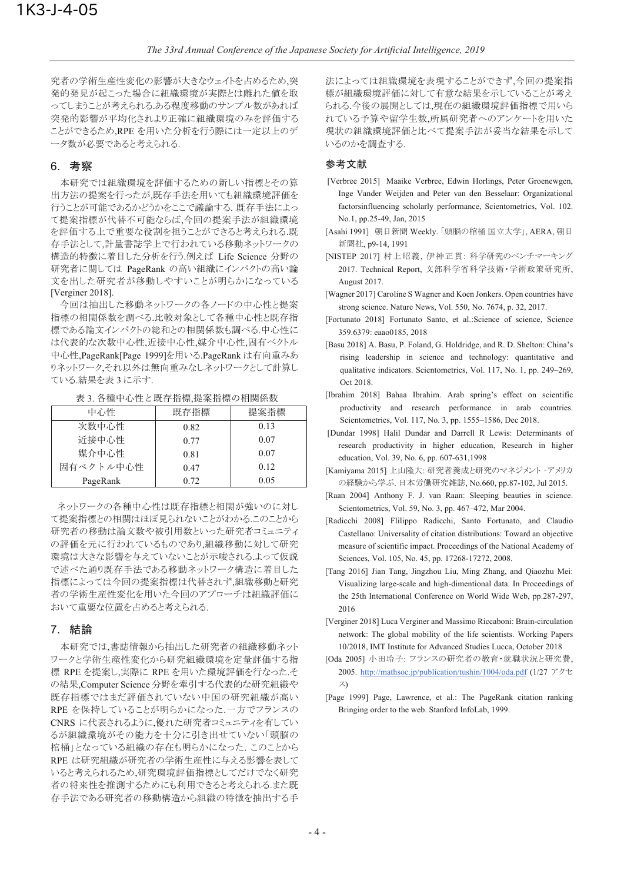究者の学術生産性変化の影響が大きなウェイトを占めるため,突発的発見が起こった場合に組織環境が実際とは離れた値を取ってしまうことが考えられる.ある程度移動のサンプル数があれば突発的影響が平均化されより正確に組織環境のみを評価することができるため,RPE を用いた分析を行う際には一定以上のデータ数が必要であると考えられる.

## 6. 考察

本研究では組織環境を評価するための新しい指標とその算出方法の提案を行ったが,既存手法を用いても組織環境評価を行うことが可能であるかどうかをここで議論する. 既存手法によって提案指標が代替不可能ならば,今回の提案手法が組織環境を評価する上で重要な役割を担うことができると考えられる.既存手法として,計量書誌学上で行われている移動ネットワークの構造的特徴に着目した分析を行う.例えば Life Science 分野の研究者に関しては PageRank の高い組織にインパクトの高い論文を出した研究者が移動しやすいことが明らかになっている[Verginer 2018].

今回は抽出した移動ネットワークの各ノードの中心性と提案指標の相関係数を調べる.比較対象として各種中心性と既存指標である論文インパクトの総和との相関係数も調べる.中心性には代表的な次数中心性,近接中心性,媒介中心性,固有ベクトル中心性,PageRank[Page 1999]を用いる.PageRank は有向重みありネットワーク,それ以外は無向重みなしネットワークとして計算している.結果を表 3 に示す.

表 3. 各種中心性と既存指標,提案指標の相関係数

| 中心性 | 既存指標 | 提案指標 |
|---|---|---|
| 次数中心性 | 0.82 | 0.13 |
| 近接中心性 | 0.77 | 0.07 |
| 媒介中心性 | 0.81 | 0.07 |
| 固有ベクトル中心性 | 0.47 | 0.12 |
| PageRank | 0.72 | 0.05 |

ネットワークの各種中心性は既存指標と相関が強いのに対して提案指標との相関はほぼ見られないことがわかる.このことから研究者の移動は論文数や被引用数といった研究者コミュニティの評価を元に行われているものであり,組織移動に対して研究環境は大きな影響を与えていないことが示唆される.よって仮説で述べた通り既存手法である移動ネットワーク構造に着目した指標によっては今回の提案指標は代替されず,組織移動と研究者の学術生産性変化を用いた今回のアプローチは組織評価において重要な位置を占めると考えられる.

## 7. 結論

本研究では,書誌情報から抽出した研究者の組織移動ネットワークと学術生産性変化から研究組織環境を定量評価する指標 RPE を提案し,実際に RPE を用いた環境評価を行なった.その結果,Computer Science 分野を牽引する代表的な研究組織や既存指標ではまだ評価されていない中国の研究組織が高い RPE を保持していることが明らかになった.一方でフランスの CNRS に代表されるように,優れた研究者コミュニティを有しているが組織環境がその能力を十分に引き出せていない「頭脳の棺桶」となっている組織の存在も明らかになった. このことから RPE は研究組織が研究者の学術生産性に与える影響を表していると考えられるため,研究環境評価指標としてだけでなく研究者の将来性を推測するためにも利用できると考えられる.また既存手法である研究者の移動構造から組織の特徴を抽出する手法によっては組織環境を表現することができず,今回の提案指標が組織環境評価に対して有意な結果を示していることが考えられる.今後の展開としては,現在の組織環境評価指標で用いられている予算や留学生数,所属研究者へのアンケートを用いた現状の組織環境評価と比べて提案手法が妥当な結果を示しているのかを調査する.

## 参考文献

[Verbree 2015] Maaike Verbree, Edwin Horlings, Peter Groenewegen, Inge Vander Weijden and Peter van den Besselaar: Organizational factorsinfluencing scholarly performance, Scientometrics, Vol. 102. No.1, pp.25-49, Jan, 2015

[Asahi 1991] 朝日新聞 Weekly.「頭脳の棺桶 国立大学」, AERA, 朝日新聞社, p9-14, 1991

[NISTEP 2017] 村上昭義, 伊神正貫: 科学研究のベンチマーキング 2017. Technical Report, 文部科学省科学技術・学術政策研究所, August 2017.

[Wagner 2017] Caroline S Wagner and Koen Jonkers. Open countries have strong science. Nature News, Vol. 550, No. 7674, p. 32, 2017.

[Fortunato 2018] Fortunato Santo, et al.:Science of science, Science 359.6379: eaao0185, 2018

[Basu 2018] A. Basu, P. Foland, G. Holdridge, and R. D. Shelton: China's rising leadership in science and technology: quantitative and qualitative indicators. Scientometrics, Vol. 117, No. 1, pp. 249–269, Oct 2018.

[Ibrahim 2018] Bahaa Ibrahim. Arab spring's effect on scientific productivity and research performance in arab countries. Scientometrics, Vol. 117, No. 3, pp. 1555–1586, Dec 2018.

[Dundar 1998] Halil Dundar and Darrell R Lewis: Determinants of research productivity in higher education, Research in higher education, Vol. 39, No. 6, pp. 607-631,1998

[Kamiyama 2015] 上山隆大: 研究者養成と研究のマネジメント -アメリカの経験から学ぶ. 日本労働研究雑誌, No.660, pp.87-102, Jul 2015.

[Raan 2004] Anthony F. J. van Raan: Sleeping beauties in science. Scientometrics, Vol. 59, No. 3, pp. 467–472, Mar 2004.

[Radicchi 2008] Filippo Radicchi, Santo Fortunato, and Claudio Castellano: Universality of citation distributions: Toward an objective measure of scientific impact. Proceedings of the National Academy of Sciences, Vol. 105, No. 45, pp. 17268-17272, 2008.

[Tang 2016] Jian Tang, Jingzhou Liu, Ming Zhang, and Qiaozhu Mei: Visualizing large-scale and high-dimentional data. In Proceedings of the 25th International Conference on World Wide Web, pp.287-297, 2016

[Verginer 2018] Luca Verginer and Massimo Riccaboni: Brain-circulation network: The global mobility of the life scientists. Working Papers 10/2018, IMT Institute for Advanced Studies Lucca, October 2018

[Oda 2005] 小田玲子: フランスの研究者の教育・就職状況と研究費, 2005. http://mathsoc.jp/publication/tushin/1004/oda.pdf (1/27 アクセス)

[Page 1999] Page, Lawrence, et al.: The PageRank citation ranking Bringing order to the web. Stanford InfoLab, 1999.